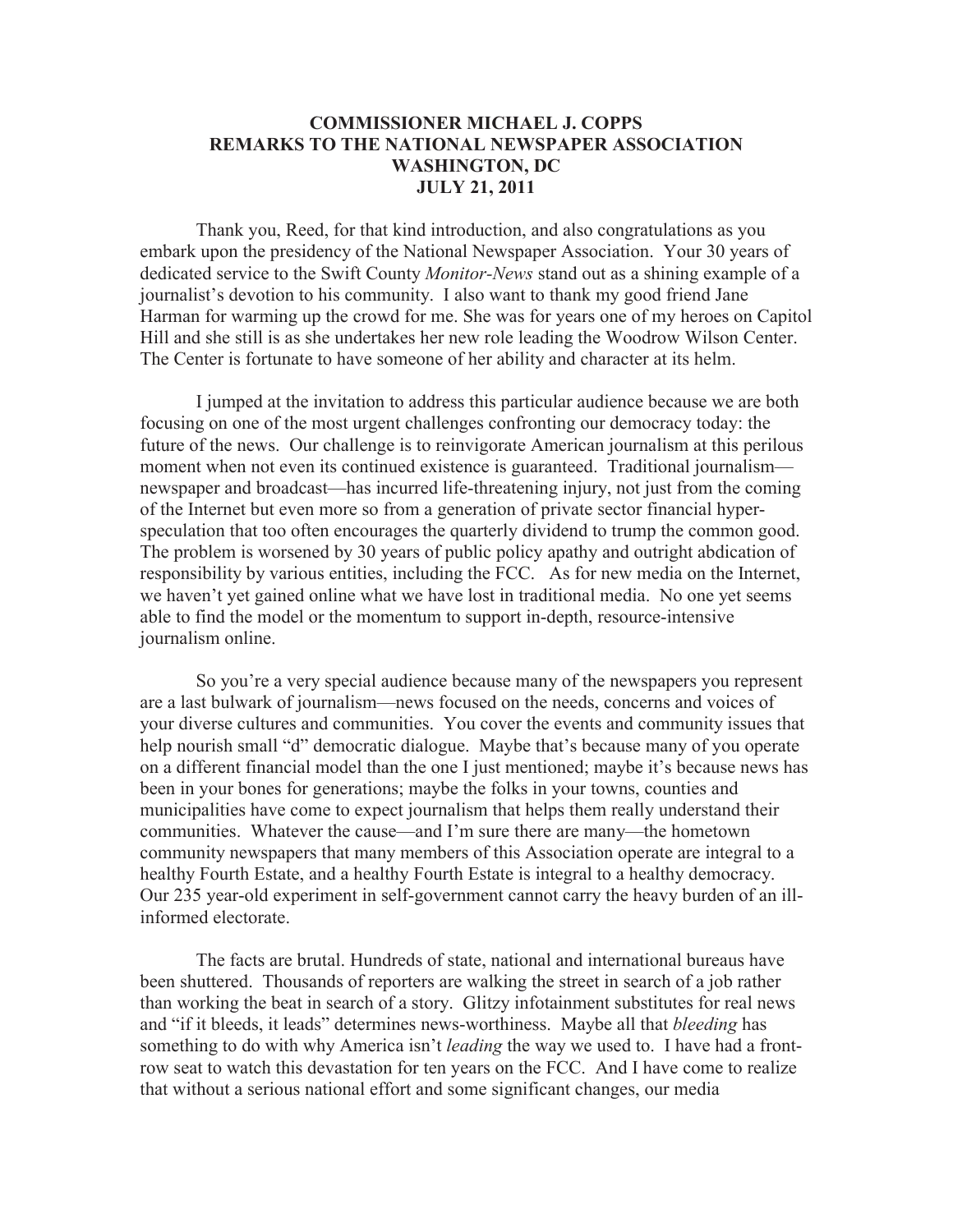# COMMISSIONER MICHAEL J. COPPS
# REMARKS TO THE NATIONAL NEWSPAPER ASSOCIATION
# WASHINGTON, DC
# JULY 21, 2011

Thank you, Reed, for that kind introduction, and also congratulations as you embark upon the presidency of the National Newspaper Association. Your 30 years of dedicated service to the Swift County *Monitor-News* stand out as a shining example of a journalist's devotion to his community. I also want to thank my good friend Jane Harman for warming up the crowd for me. She was for years one of my heroes on Capitol Hill and she still is as she undertakes her new role leading the Woodrow Wilson Center. The Center is fortunate to have someone of her ability and character at its helm.

I jumped at the invitation to address this particular audience because we are both focusing on one of the most urgent challenges confronting our democracy today: the future of the news. Our challenge is to reinvigorate American journalism at this perilous moment when not even its continued existence is guaranteed. Traditional journalism—newspaper and broadcast—has incurred life-threatening injury, not just from the coming of the Internet but even more so from a generation of private sector financial hyper-speculation that too often encourages the quarterly dividend to trump the common good. The problem is worsened by 30 years of public policy apathy and outright abdication of responsibility by various entities, including the FCC. As for new media on the Internet, we haven't yet gained online what we have lost in traditional media. No one yet seems able to find the model or the momentum to support in-depth, resource-intensive journalism online.

So you're a very special audience because many of the newspapers you represent are a last bulwark of journalism—news focused on the needs, concerns and voices of your diverse cultures and communities. You cover the events and community issues that help nourish small "d" democratic dialogue. Maybe that's because many of you operate on a different financial model than the one I just mentioned; maybe it's because news has been in your bones for generations; maybe the folks in your towns, counties and municipalities have come to expect journalism that helps them really understand their communities. Whatever the cause—and I'm sure there are many—the hometown community newspapers that many members of this Association operate are integral to a healthy Fourth Estate, and a healthy Fourth Estate is integral to a healthy democracy. Our 235 year-old experiment in self-government cannot carry the heavy burden of an ill-informed electorate.

The facts are brutal. Hundreds of state, national and international bureaus have been shuttered. Thousands of reporters are walking the street in search of a job rather than working the beat in search of a story. Glitzy infotainment substitutes for real news and "if it bleeds, it leads" determines news-worthiness. Maybe all that *bleeding* has something to do with why America isn't *leading* the way we used to. I have had a front-row seat to watch this devastation for ten years on the FCC. And I have come to realize that without a serious national effort and some significant changes, our media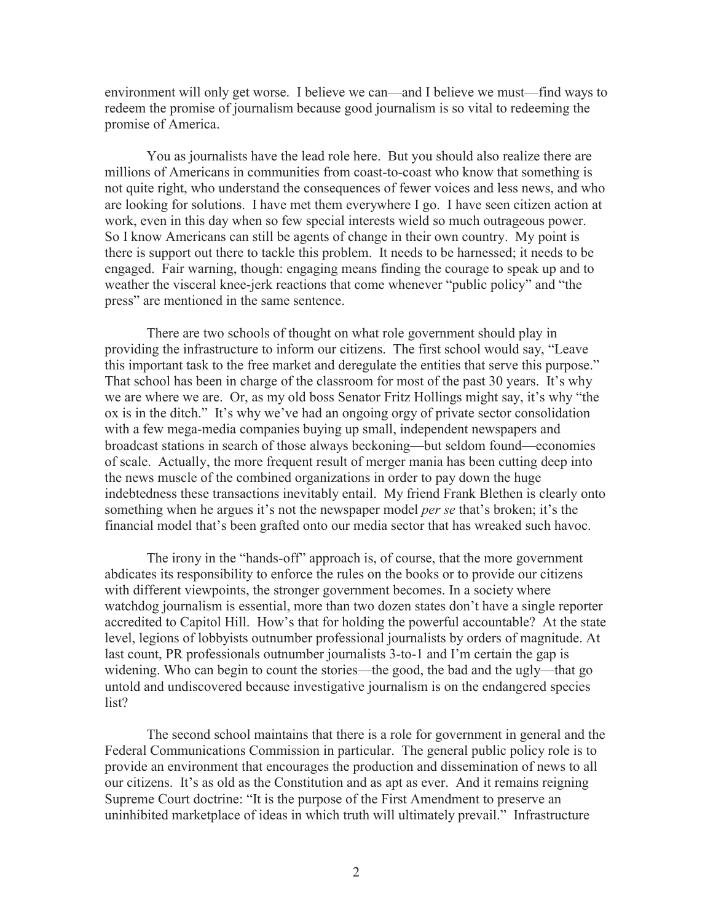environment will only get worse. I believe we can—and I believe we must—find ways to redeem the promise of journalism because good journalism is so vital to redeeming the promise of America.

You as journalists have the lead role here. But you should also realize there are millions of Americans in communities from coast-to-coast who know that something is not quite right, who understand the consequences of fewer voices and less news, and who are looking for solutions. I have met them everywhere I go. I have seen citizen action at work, even in this day when so few special interests wield so much outrageous power. So I know Americans can still be agents of change in their own country. My point is there is support out there to tackle this problem. It needs to be harnessed; it needs to be engaged. Fair warning, though: engaging means finding the courage to speak up and to weather the visceral knee-jerk reactions that come whenever "public policy" and "the press" are mentioned in the same sentence.

There are two schools of thought on what role government should play in providing the infrastructure to inform our citizens. The first school would say, "Leave this important task to the free market and deregulate the entities that serve this purpose." That school has been in charge of the classroom for most of the past 30 years. It's why we are where we are. Or, as my old boss Senator Fritz Hollings might say, it's why "the ox is in the ditch." It's why we've had an ongoing orgy of private sector consolidation with a few mega-media companies buying up small, independent newspapers and broadcast stations in search of those always beckoning—but seldom found—economies of scale. Actually, the more frequent result of merger mania has been cutting deep into the news muscle of the combined organizations in order to pay down the huge indebtedness these transactions inevitably entail. My friend Frank Blethen is clearly onto something when he argues it's not the newspaper model *per se* that's broken; it's the financial model that's been grafted onto our media sector that has wreaked such havoc.

The irony in the "hands-off" approach is, of course, that the more government abdicates its responsibility to enforce the rules on the books or to provide our citizens with different viewpoints, the stronger government becomes. In a society where watchdog journalism is essential, more than two dozen states don't have a single reporter accredited to Capitol Hill. How's that for holding the powerful accountable? At the state level, legions of lobbyists outnumber professional journalists by orders of magnitude. At last count, PR professionals outnumber journalists 3-to-1 and I'm certain the gap is widening. Who can begin to count the stories—the good, the bad and the ugly—that go untold and undiscovered because investigative journalism is on the endangered species list?

The second school maintains that there is a role for government in general and the Federal Communications Commission in particular. The general public policy role is to provide an environment that encourages the production and dissemination of news to all our citizens. It's as old as the Constitution and as apt as ever. And it remains reigning Supreme Court doctrine: "It is the purpose of the First Amendment to preserve an uninhibited marketplace of ideas in which truth will ultimately prevail." Infrastructure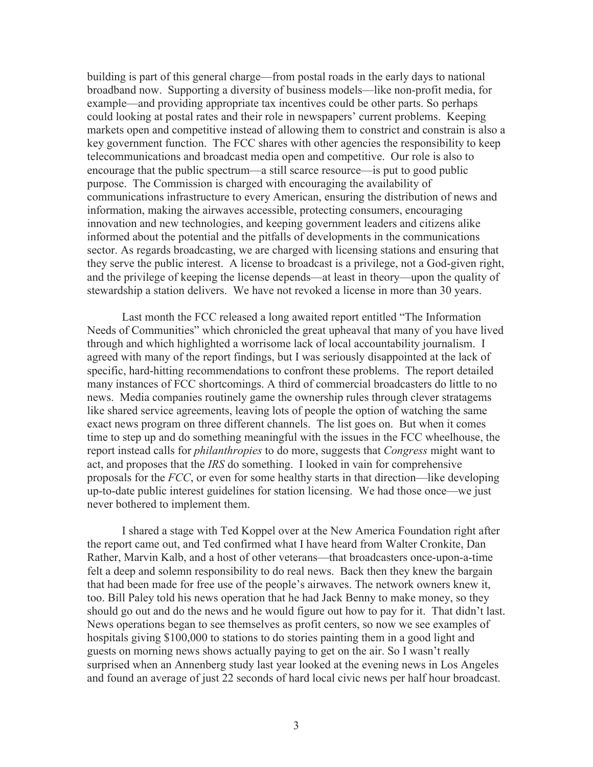building is part of this general charge—from postal roads in the early days to national broadband now. Supporting a diversity of business models—like non-profit media, for example—and providing appropriate tax incentives could be other parts. So perhaps could looking at postal rates and their role in newspapers' current problems. Keeping markets open and competitive instead of allowing them to constrict and constrain is also a key government function. The FCC shares with other agencies the responsibility to keep telecommunications and broadcast media open and competitive. Our role is also to encourage that the public spectrum—a still scarce resource—is put to good public purpose. The Commission is charged with encouraging the availability of communications infrastructure to every American, ensuring the distribution of news and information, making the airwaves accessible, protecting consumers, encouraging innovation and new technologies, and keeping government leaders and citizens alike informed about the potential and the pitfalls of developments in the communications sector. As regards broadcasting, we are charged with licensing stations and ensuring that they serve the public interest. A license to broadcast is a privilege, not a God-given right, and the privilege of keeping the license depends—at least in theory—upon the quality of stewardship a station delivers. We have not revoked a license in more than 30 years.

Last month the FCC released a long awaited report entitled "The Information Needs of Communities" which chronicled the great upheaval that many of you have lived through and which highlighted a worrisome lack of local accountability journalism. I agreed with many of the report findings, but I was seriously disappointed at the lack of specific, hard-hitting recommendations to confront these problems. The report detailed many instances of FCC shortcomings. A third of commercial broadcasters do little to no news. Media companies routinely game the ownership rules through clever stratagems like shared service agreements, leaving lots of people the option of watching the same exact news program on three different channels. The list goes on. But when it comes time to step up and do something meaningful with the issues in the FCC wheelhouse, the report instead calls for *philanthropies* to do more, suggests that *Congress* might want to act, and proposes that the *IRS* do something. I looked in vain for comprehensive proposals for the *FCC*, or even for some healthy starts in that direction—like developing up-to-date public interest guidelines for station licensing. We had those once—we just never bothered to implement them.

I shared a stage with Ted Koppel over at the New America Foundation right after the report came out, and Ted confirmed what I have heard from Walter Cronkite, Dan Rather, Marvin Kalb, and a host of other veterans—that broadcasters once-upon-a-time felt a deep and solemn responsibility to do real news. Back then they knew the bargain that had been made for free use of the people's airwaves. The network owners knew it, too. Bill Paley told his news operation that he had Jack Benny to make money, so they should go out and do the news and he would figure out how to pay for it. That didn't last. News operations began to see themselves as profit centers, so now we see examples of hospitals giving $100,000 to stations to do stories painting them in a good light and guests on morning news shows actually paying to get on the air. So I wasn't really surprised when an Annenberg study last year looked at the evening news in Los Angeles and found an average of just 22 seconds of hard local civic news per half hour broadcast.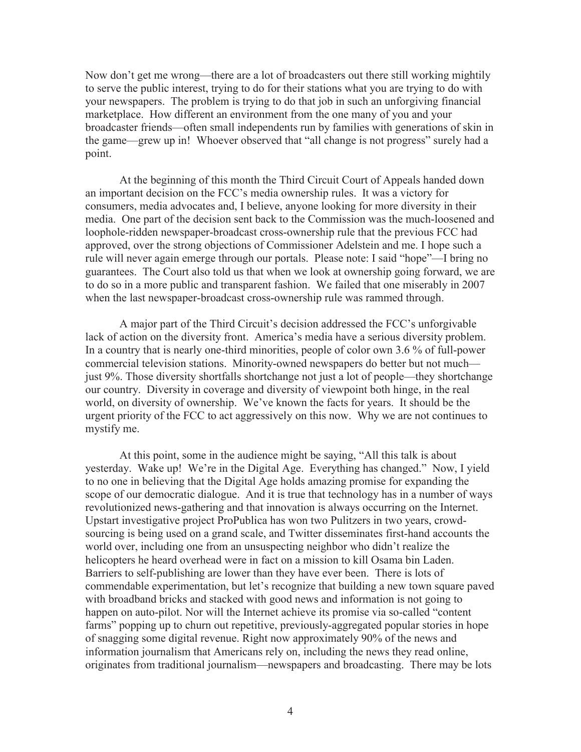Now don't get me wrong—there are a lot of broadcasters out there still working mightily to serve the public interest, trying to do for their stations what you are trying to do with your newspapers. The problem is trying to do that job in such an unforgiving financial marketplace. How different an environment from the one many of you and your broadcaster friends—often small independents run by families with generations of skin in the game—grew up in! Whoever observed that "all change is not progress" surely had a point.

At the beginning of this month the Third Circuit Court of Appeals handed down an important decision on the FCC's media ownership rules. It was a victory for consumers, media advocates and, I believe, anyone looking for more diversity in their media. One part of the decision sent back to the Commission was the much-loosened and loophole-ridden newspaper-broadcast cross-ownership rule that the previous FCC had approved, over the strong objections of Commissioner Adelstein and me. I hope such a rule will never again emerge through our portals. Please note: I said "hope"—I bring no guarantees. The Court also told us that when we look at ownership going forward, we are to do so in a more public and transparent fashion. We failed that one miserably in 2007 when the last newspaper-broadcast cross-ownership rule was rammed through.

A major part of the Third Circuit's decision addressed the FCC's unforgivable lack of action on the diversity front. America's media have a serious diversity problem. In a country that is nearly one-third minorities, people of color own 3.6 % of full-power commercial television stations. Minority-owned newspapers do better but not much—just 9%. Those diversity shortfalls shortchange not just a lot of people—they shortchange our country. Diversity in coverage and diversity of viewpoint both hinge, in the real world, on diversity of ownership. We've known the facts for years. It should be the urgent priority of the FCC to act aggressively on this now. Why we are not continues to mystify me.

At this point, some in the audience might be saying, "All this talk is about yesterday. Wake up! We're in the Digital Age. Everything has changed." Now, I yield to no one in believing that the Digital Age holds amazing promise for expanding the scope of our democratic dialogue. And it is true that technology has in a number of ways revolutionized news-gathering and that innovation is always occurring on the Internet. Upstart investigative project ProPublica has won two Pulitzers in two years, crowd-sourcing is being used on a grand scale, and Twitter disseminates first-hand accounts the world over, including one from an unsuspecting neighbor who didn't realize the helicopters he heard overhead were in fact on a mission to kill Osama bin Laden. Barriers to self-publishing are lower than they have ever been. There is lots of commendable experimentation, but let's recognize that building a new town square paved with broadband bricks and stacked with good news and information is not going to happen on auto-pilot. Nor will the Internet achieve its promise via so-called "content farms" popping up to churn out repetitive, previously-aggregated popular stories in hope of snagging some digital revenue. Right now approximately 90% of the news and information journalism that Americans rely on, including the news they read online, originates from traditional journalism—newspapers and broadcasting. There may be lots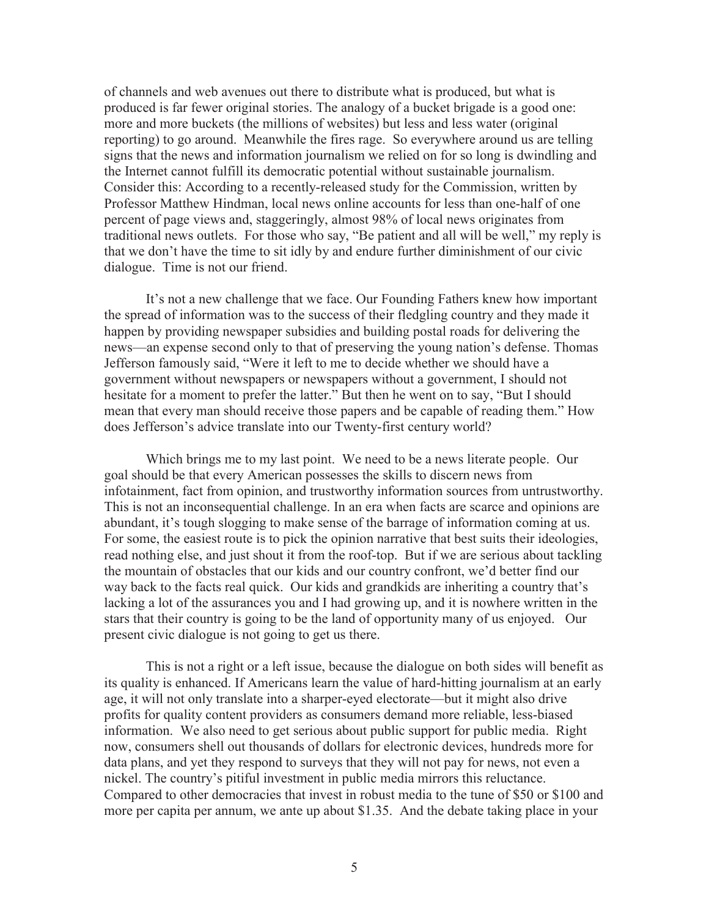of channels and web avenues out there to distribute what is produced, but what is produced is far fewer original stories. The analogy of a bucket brigade is a good one: more and more buckets (the millions of websites) but less and less water (original reporting) to go around. Meanwhile the fires rage. So everywhere around us are telling signs that the news and information journalism we relied on for so long is dwindling and the Internet cannot fulfill its democratic potential without sustainable journalism. Consider this: According to a recently-released study for the Commission, written by Professor Matthew Hindman, local news online accounts for less than one-half of one percent of page views and, staggeringly, almost 98% of local news originates from traditional news outlets. For those who say, "Be patient and all will be well," my reply is that we don't have the time to sit idly by and endure further diminishment of our civic dialogue. Time is not our friend.

It's not a new challenge that we face. Our Founding Fathers knew how important the spread of information was to the success of their fledgling country and they made it happen by providing newspaper subsidies and building postal roads for delivering the news—an expense second only to that of preserving the young nation's defense. Thomas Jefferson famously said, "Were it left to me to decide whether we should have a government without newspapers or newspapers without a government, I should not hesitate for a moment to prefer the latter." But then he went on to say, "But I should mean that every man should receive those papers and be capable of reading them." How does Jefferson's advice translate into our Twenty-first century world?

Which brings me to my last point. We need to be a news literate people. Our goal should be that every American possesses the skills to discern news from infotainment, fact from opinion, and trustworthy information sources from untrustworthy. This is not an inconsequential challenge. In an era when facts are scarce and opinions are abundant, it's tough slogging to make sense of the barrage of information coming at us. For some, the easiest route is to pick the opinion narrative that best suits their ideologies, read nothing else, and just shout it from the roof-top. But if we are serious about tackling the mountain of obstacles that our kids and our country confront, we'd better find our way back to the facts real quick. Our kids and grandkids are inheriting a country that's lacking a lot of the assurances you and I had growing up, and it is nowhere written in the stars that their country is going to be the land of opportunity many of us enjoyed. Our present civic dialogue is not going to get us there.

This is not a right or a left issue, because the dialogue on both sides will benefit as its quality is enhanced. If Americans learn the value of hard-hitting journalism at an early age, it will not only translate into a sharper-eyed electorate—but it might also drive profits for quality content providers as consumers demand more reliable, less-biased information. We also need to get serious about public support for public media. Right now, consumers shell out thousands of dollars for electronic devices, hundreds more for data plans, and yet they respond to surveys that they will not pay for news, not even a nickel. The country's pitiful investment in public media mirrors this reluctance. Compared to other democracies that invest in robust media to the tune of $50 or $100 and more per capita per annum, we ante up about $1.35. And the debate taking place in your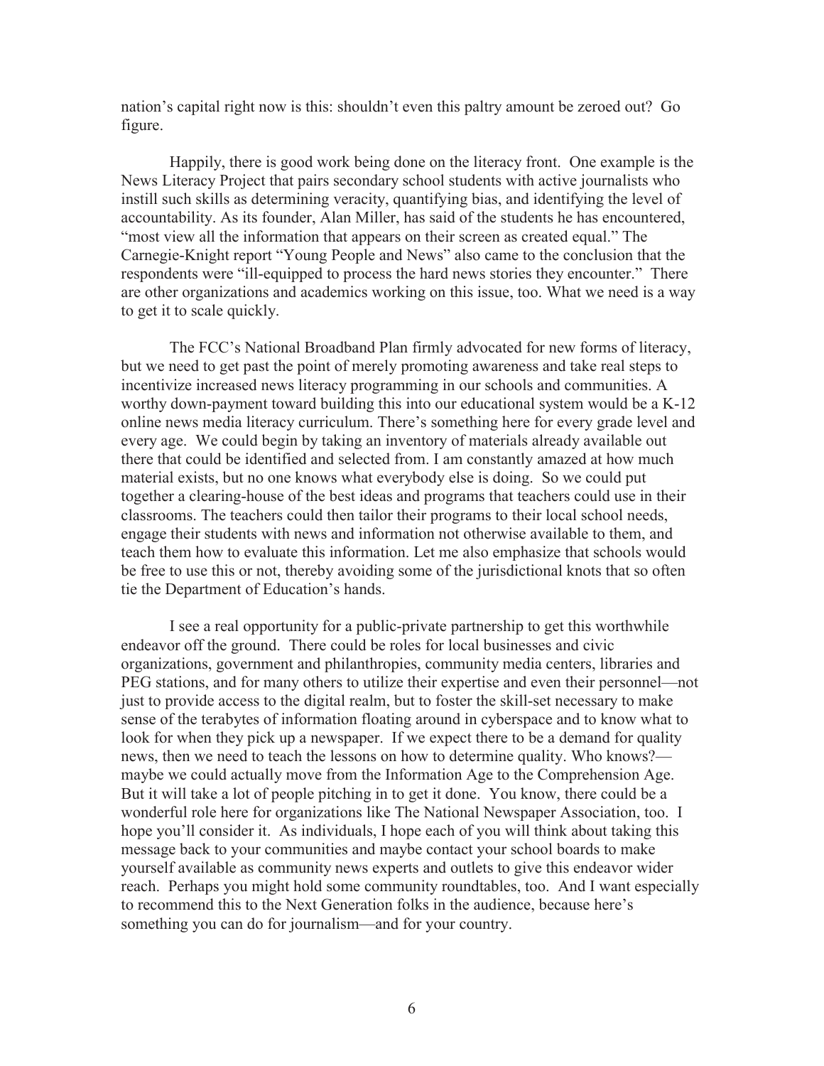nation's capital right now is this: shouldn't even this paltry amount be zeroed out? Go figure.

Happily, there is good work being done on the literacy front. One example is the News Literacy Project that pairs secondary school students with active journalists who instill such skills as determining veracity, quantifying bias, and identifying the level of accountability. As its founder, Alan Miller, has said of the students he has encountered, "most view all the information that appears on their screen as created equal." The Carnegie-Knight report "Young People and News" also came to the conclusion that the respondents were "ill-equipped to process the hard news stories they encounter." There are other organizations and academics working on this issue, too. What we need is a way to get it to scale quickly.

The FCC's National Broadband Plan firmly advocated for new forms of literacy, but we need to get past the point of merely promoting awareness and take real steps to incentivize increased news literacy programming in our schools and communities. A worthy down-payment toward building this into our educational system would be a K-12 online news media literacy curriculum. There's something here for every grade level and every age. We could begin by taking an inventory of materials already available out there that could be identified and selected from. I am constantly amazed at how much material exists, but no one knows what everybody else is doing. So we could put together a clearing-house of the best ideas and programs that teachers could use in their classrooms. The teachers could then tailor their programs to their local school needs, engage their students with news and information not otherwise available to them, and teach them how to evaluate this information. Let me also emphasize that schools would be free to use this or not, thereby avoiding some of the jurisdictional knots that so often tie the Department of Education's hands.

I see a real opportunity for a public-private partnership to get this worthwhile endeavor off the ground. There could be roles for local businesses and civic organizations, government and philanthropies, community media centers, libraries and PEG stations, and for many others to utilize their expertise and even their personnel—not just to provide access to the digital realm, but to foster the skill-set necessary to make sense of the terabytes of information floating around in cyberspace and to know what to look for when they pick up a newspaper. If we expect there to be a demand for quality news, then we need to teach the lessons on how to determine quality. Who knows?—maybe we could actually move from the Information Age to the Comprehension Age. But it will take a lot of people pitching in to get it done. You know, there could be a wonderful role here for organizations like The National Newspaper Association, too. I hope you'll consider it. As individuals, I hope each of you will think about taking this message back to your communities and maybe contact your school boards to make yourself available as community news experts and outlets to give this endeavor wider reach. Perhaps you might hold some community roundtables, too. And I want especially to recommend this to the Next Generation folks in the audience, because here's something you can do for journalism—and for your country.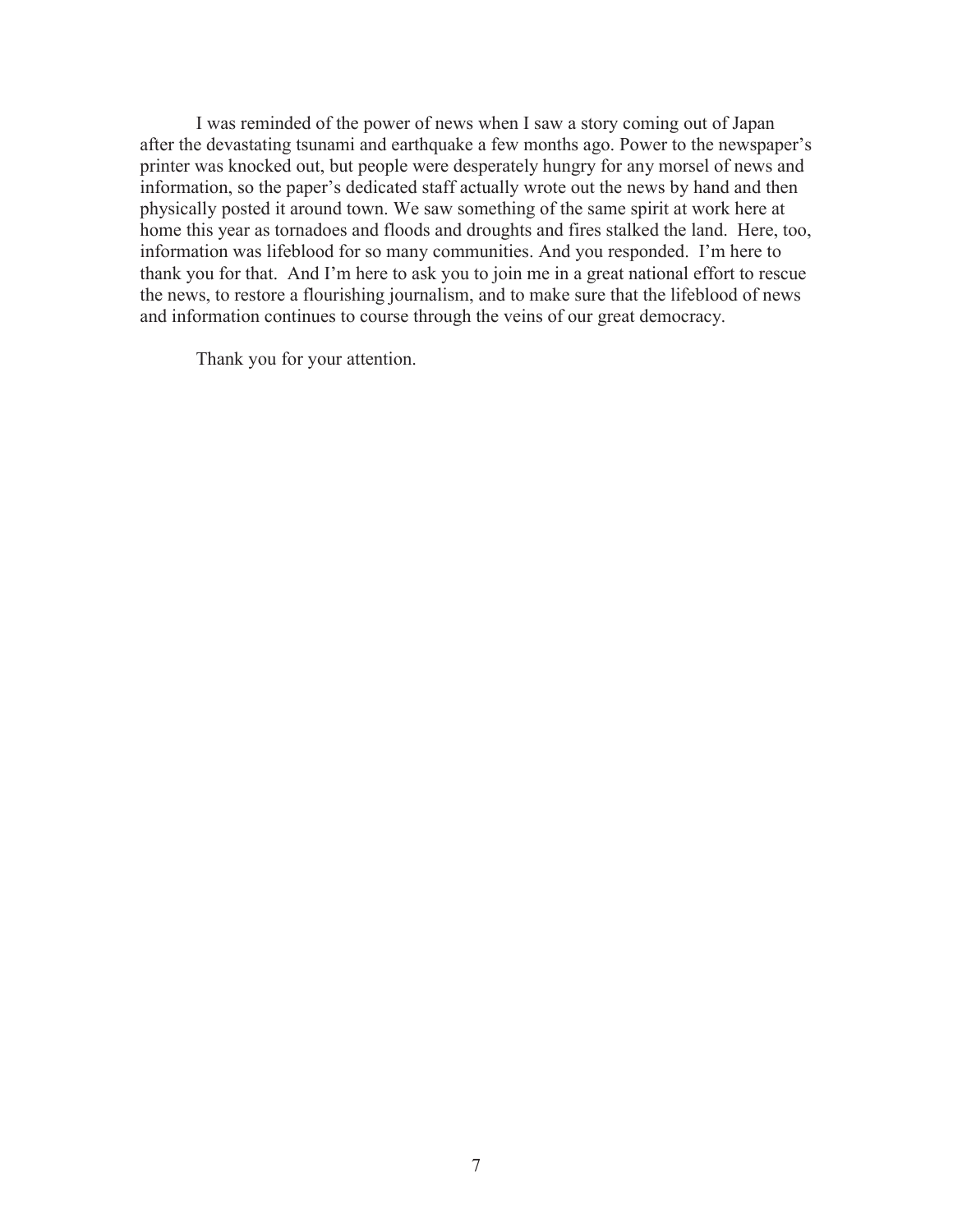I was reminded of the power of news when I saw a story coming out of Japan after the devastating tsunami and earthquake a few months ago. Power to the newspaper's printer was knocked out, but people were desperately hungry for any morsel of news and information, so the paper's dedicated staff actually wrote out the news by hand and then physically posted it around town. We saw something of the same spirit at work here at home this year as tornadoes and floods and droughts and fires stalked the land. Here, too, information was lifeblood for so many communities. And you responded. I'm here to thank you for that. And I'm here to ask you to join me in a great national effort to rescue the news, to restore a flourishing journalism, and to make sure that the lifeblood of news and information continues to course through the veins of our great democracy.

Thank you for your attention.